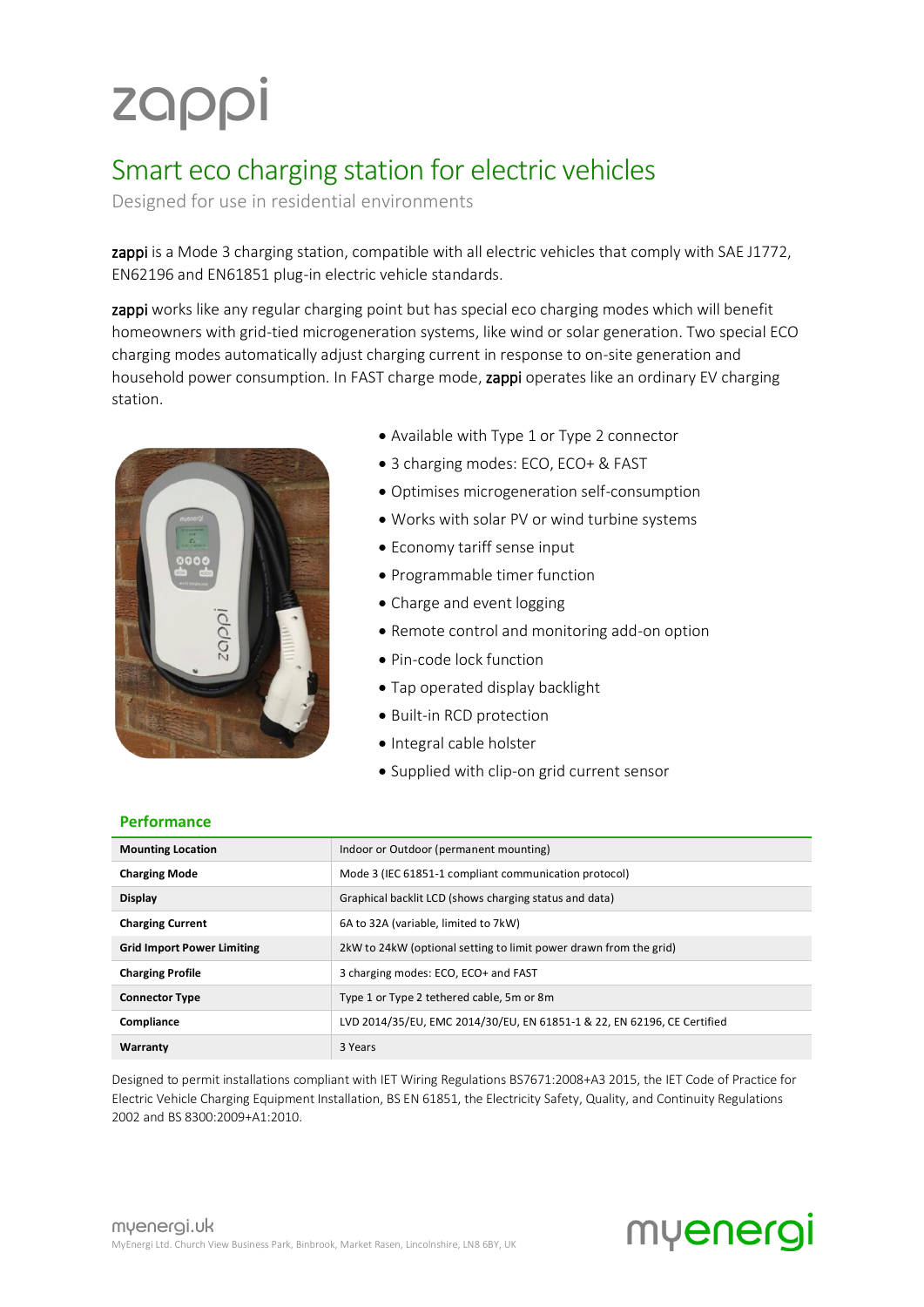# zappi

## Smart eco charging station for electric vehicles

Designed for use in residential environments

**zappi** is a Mode 3 charging station, compatible with all electric vehicles that comply with SAE J1772, EN62196 and EN61851 plug-in electric vehicle standards.

**zappi** works like any regular charging point but has special eco charging modes which will benefit homeowners with grid-tied microgeneration systems, like wind or solar generation. Two special ECO charging modes automatically adjust charging current in response to on-site generation and household power consumption. In FAST charge mode, **zappi** operates like an ordinary EV charging station.

- Available with Type 1 or Type 2 connector
- 3 charging modes: ECO, ECO+ & FAST
- Optimises microgeneration self-consumption
- Works with solar PV or wind turbine systems
- Economy tariff sense input
- Programmable timer function
- Charge and event logging
- Remote control and monitoring add-on option
- Pin-code lock function
- Tap operated display backlight
- Built-in RCD protection
- Integral cable holster
- Supplied with clip-on grid current sensor

### Performance

| | |
|---|---|
| **Mounting Location** | Indoor or Outdoor (permanent mounting) |
| **Charging Mode** | Mode 3 (IEC 61851-1 compliant communication protocol) |
| **Display** | Graphical backlit LCD (shows charging status and data) |
| **Charging Current** | 6A to 32A (variable, limited to 7kW) |
| **Grid Import Power Limiting** | 2kW to 24kW (optional setting to limit power drawn from the grid) |
| **Charging Profile** | 3 charging modes: ECO, ECO+ and FAST |
| **Connector Type** | Type 1 or Type 2 tethered cable, 5m or 8m |
| **Compliance** | LVD 2014/35/EU, EMC 2014/30/EU, EN 61851-1 & 22, EN 62196, CE Certified |
| **Warranty** | 3 Years |

Designed to permit installations compliant with IET Wiring Regulations BS7671:2008+A3 2015, the IET Code of Practice for Electric Vehicle Charging Equipment Installation, BS EN 61851, the Electricity Safety, Quality, and Continuity Regulations 2002 and BS 8300:2009+A1:2010.

myenergi.uk
MyEnergi Ltd. Church View Business Park, Binbrook, Market Rasen, Lincolnshire, LN8 6BY, UK

myenergi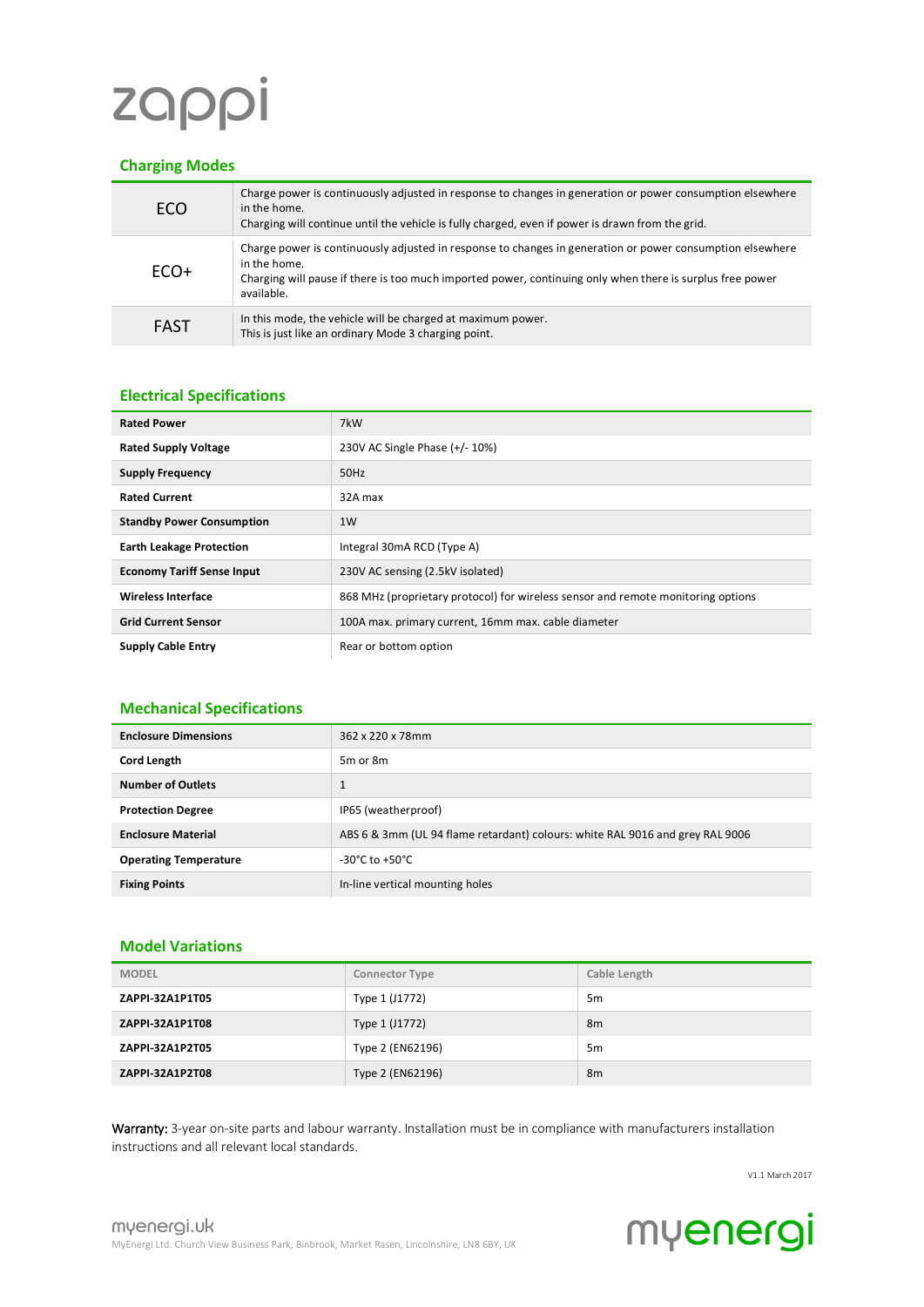# zappi

## Charging Modes

| | |
|---|---|
| ECO | Charge power is continuously adjusted in response to changes in generation or power consumption elsewhere in the home.<br>Charging will continue until the vehicle is fully charged, even if power is drawn from the grid. |
| ECO+ | Charge power is continuously adjusted in response to changes in generation or power consumption elsewhere in the home.<br>Charging will pause if there is too much imported power, continuing only when there is surplus free power available. |
| FAST | In this mode, the vehicle will be charged at maximum power.<br>This is just like an ordinary Mode 3 charging point. |

## Electrical Specifications

| | |
|---|---|
| **Rated Power** | 7kW |
| **Rated Supply Voltage** | 230V AC Single Phase (+/- 10%) |
| **Supply Frequency** | 50Hz |
| **Rated Current** | 32A max |
| **Standby Power Consumption** | 1W |
| **Earth Leakage Protection** | Integral 30mA RCD (Type A) |
| **Economy Tariff Sense Input** | 230V AC sensing (2.5kV isolated) |
| **Wireless Interface** | 868 MHz (proprietary protocol) for wireless sensor and remote monitoring options |
| **Grid Current Sensor** | 100A max. primary current, 16mm max. cable diameter |
| **Supply Cable Entry** | Rear or bottom option |

## Mechanical Specifications

| | |
|---|---|
| **Enclosure Dimensions** | 362 x 220 x 78mm |
| **Cord Length** | 5m or 8m |
| **Number of Outlets** | 1 |
| **Protection Degree** | IP65 (weatherproof) |
| **Enclosure Material** | ABS 6 & 3mm (UL 94 flame retardant) colours: white RAL 9016 and grey RAL 9006 |
| **Operating Temperature** | -30°C to +50°C |
| **Fixing Points** | In-line vertical mounting holes |

## Model Variations

| MODEL | Connector Type | Cable Length |
|---|---|---|
| **ZAPPI-32A1P1T05** | Type 1 (J1772) | 5m |
| **ZAPPI-32A1P1T08** | Type 1 (J1772) | 8m |
| **ZAPPI-32A1P2T05** | Type 2 (EN62196) | 5m |
| **ZAPPI-32A1P2T08** | Type 2 (EN62196) | 8m |

Warranty: 3-year on-site parts and labour warranty. Installation must be in compliance with manufacturers installation instructions and all relevant local standards.

V1.1 March 2017

myenergi.uk
MyEnergi Ltd. Church View Business Park, Binbrook, Market Rasen, Lincolnshire, LN8 6BY, UK

myenergi